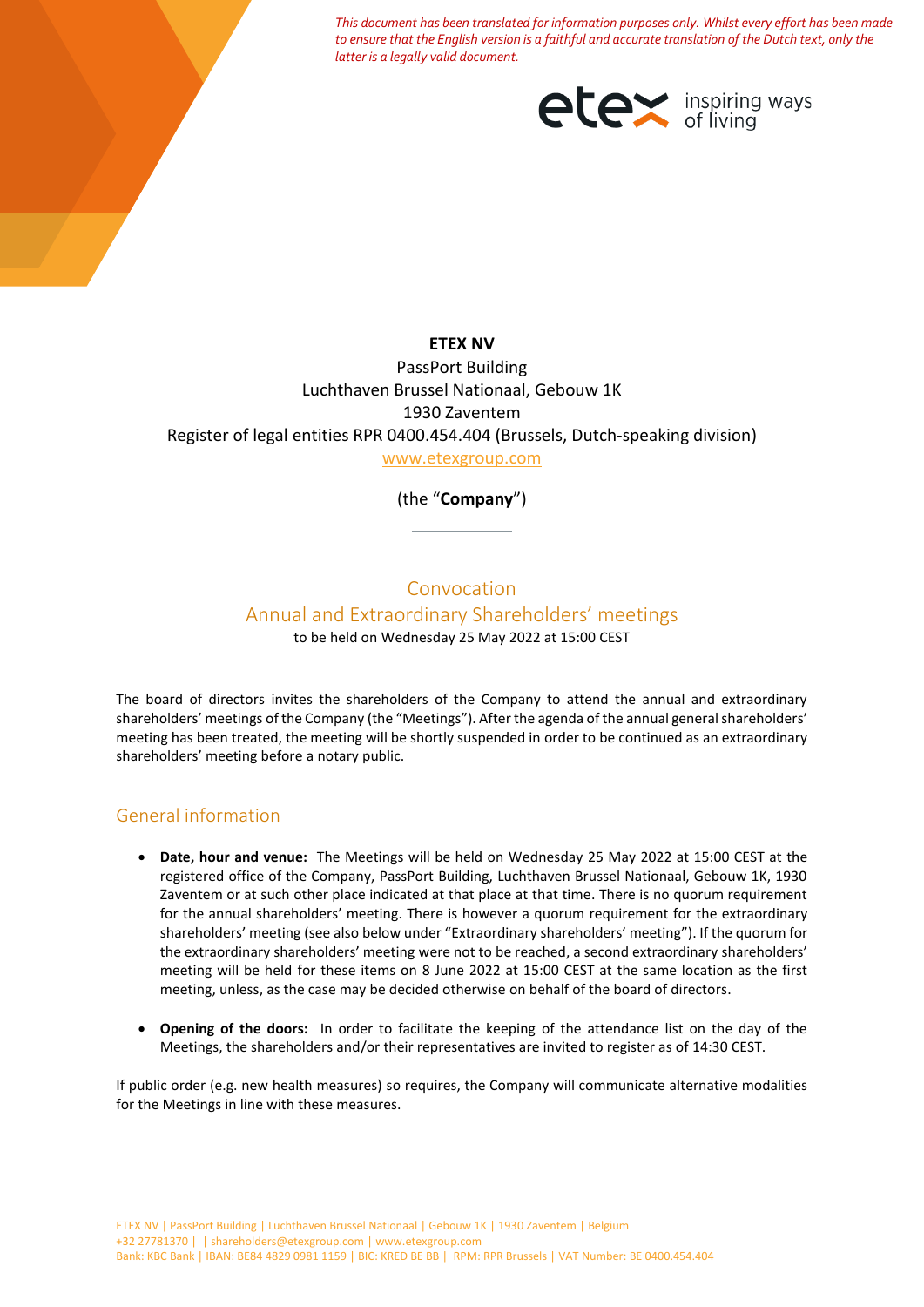*This document has been translated for information purposes only. Whilst every effort has been made to ensure that the English version is a faithful and accurate translation of the Dutch text, only the latter is a legally valid document.*

**ETEX NV**
PassPort Building
Luchthaven Brussel Nationaal, Gebouw 1K
1930 Zaventem
Register of legal entities RPR 0400.454.404 (Brussels, Dutch-speaking division)
www.etexgroup.com

(the "**Company**")

# Convocation
## Annual and Extraordinary Shareholders' meetings
to be held on Wednesday 25 May 2022 at 15:00 CEST

The board of directors invites the shareholders of the Company to attend the annual and extraordinary shareholders' meetings of the Company (the "Meetings"). After the agenda of the annual general shareholders' meeting has been treated, the meeting will be shortly suspended in order to be continued as an extraordinary shareholders' meeting before a notary public.

## General information

- **Date, hour and venue:** The Meetings will be held on Wednesday 25 May 2022 at 15:00 CEST at the registered office of the Company, PassPort Building, Luchthaven Brussel Nationaal, Gebouw 1K, 1930 Zaventem or at such other place indicated at that place at that time. There is no quorum requirement for the annual shareholders' meeting. There is however a quorum requirement for the extraordinary shareholders' meeting (see also below under "Extraordinary shareholders' meeting"). If the quorum for the extraordinary shareholders' meeting were not to be reached, a second extraordinary shareholders' meeting will be held for these items on 8 June 2022 at 15:00 CEST at the same location as the first meeting, unless, as the case may be decided otherwise on behalf of the board of directors.

- **Opening of the doors:** In order to facilitate the keeping of the attendance list on the day of the Meetings, the shareholders and/or their representatives are invited to register as of 14:30 CEST.

If public order (e.g. new health measures) so requires, the Company will communicate alternative modalities for the Meetings in line with these measures.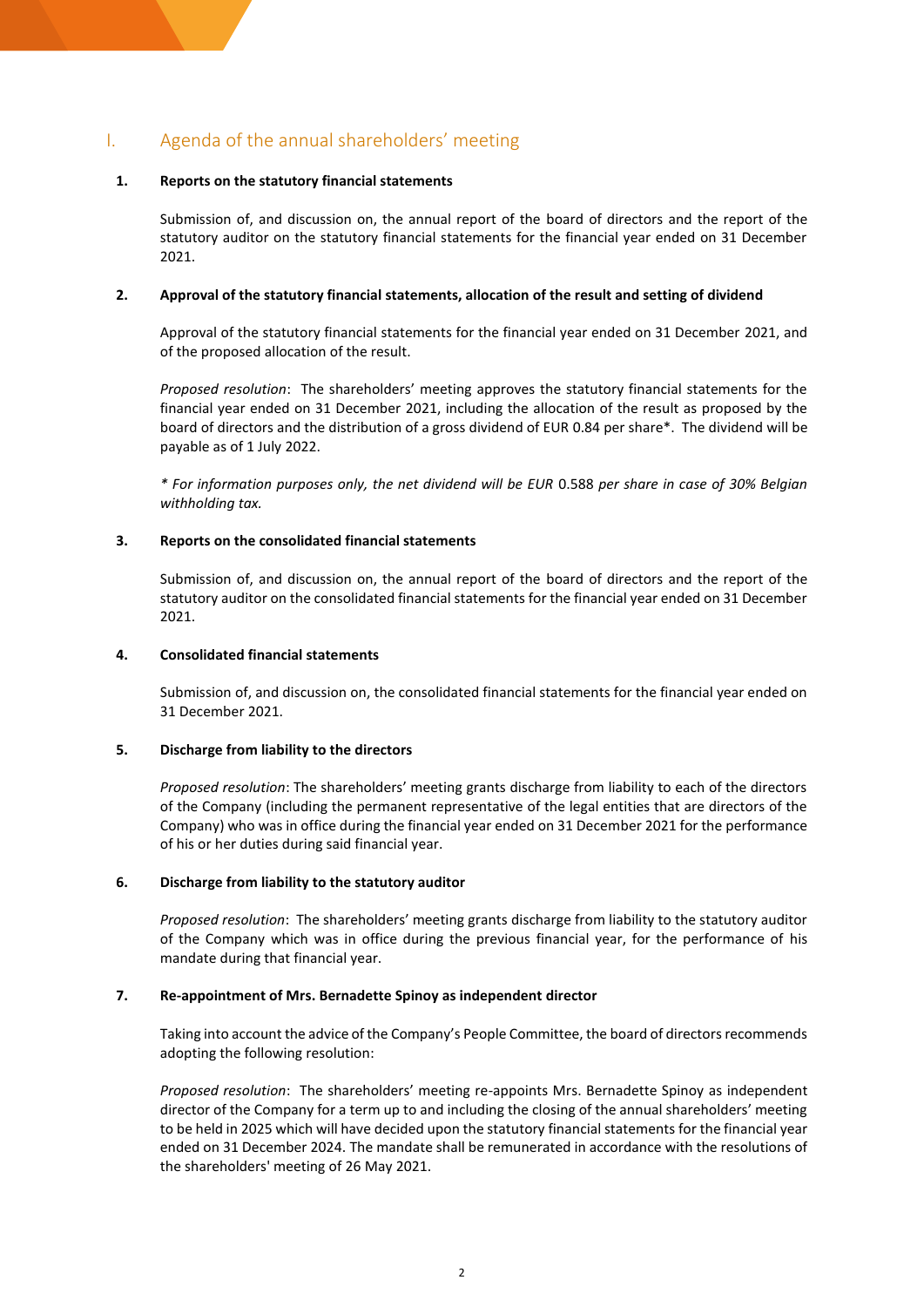## I. Agenda of the annual shareholders' meeting

**1. Reports on the statutory financial statements**

Submission of, and discussion on, the annual report of the board of directors and the report of the statutory auditor on the statutory financial statements for the financial year ended on 31 December 2021.

**2. Approval of the statutory financial statements, allocation of the result and setting of dividend**

Approval of the statutory financial statements for the financial year ended on 31 December 2021, and of the proposed allocation of the result.

*Proposed resolution*: The shareholders' meeting approves the statutory financial statements for the financial year ended on 31 December 2021, including the allocation of the result as proposed by the board of directors and the distribution of a gross dividend of EUR 0.84 per share*. The dividend will be payable as of 1 July 2022.

*\* For information purposes only, the net dividend will be EUR 0.588 per share in case of 30% Belgian withholding tax.*

**3. Reports on the consolidated financial statements**

Submission of, and discussion on, the annual report of the board of directors and the report of the statutory auditor on the consolidated financial statements for the financial year ended on 31 December 2021.

**4. Consolidated financial statements**

Submission of, and discussion on, the consolidated financial statements for the financial year ended on 31 December 2021.

**5. Discharge from liability to the directors**

*Proposed resolution*: The shareholders' meeting grants discharge from liability to each of the directors of the Company (including the permanent representative of the legal entities that are directors of the Company) who was in office during the financial year ended on 31 December 2021 for the performance of his or her duties during said financial year.

**6. Discharge from liability to the statutory auditor**

*Proposed resolution*: The shareholders' meeting grants discharge from liability to the statutory auditor of the Company which was in office during the previous financial year, for the performance of his mandate during that financial year.

**7. Re-appointment of Mrs. Bernadette Spinoy as independent director**

Taking into account the advice of the Company's People Committee, the board of directors recommends adopting the following resolution:

*Proposed resolution*: The shareholders' meeting re-appoints Mrs. Bernadette Spinoy as independent director of the Company for a term up to and including the closing of the annual shareholders' meeting to be held in 2025 which will have decided upon the statutory financial statements for the financial year ended on 31 December 2024. The mandate shall be remunerated in accordance with the resolutions of the shareholders' meeting of 26 May 2021.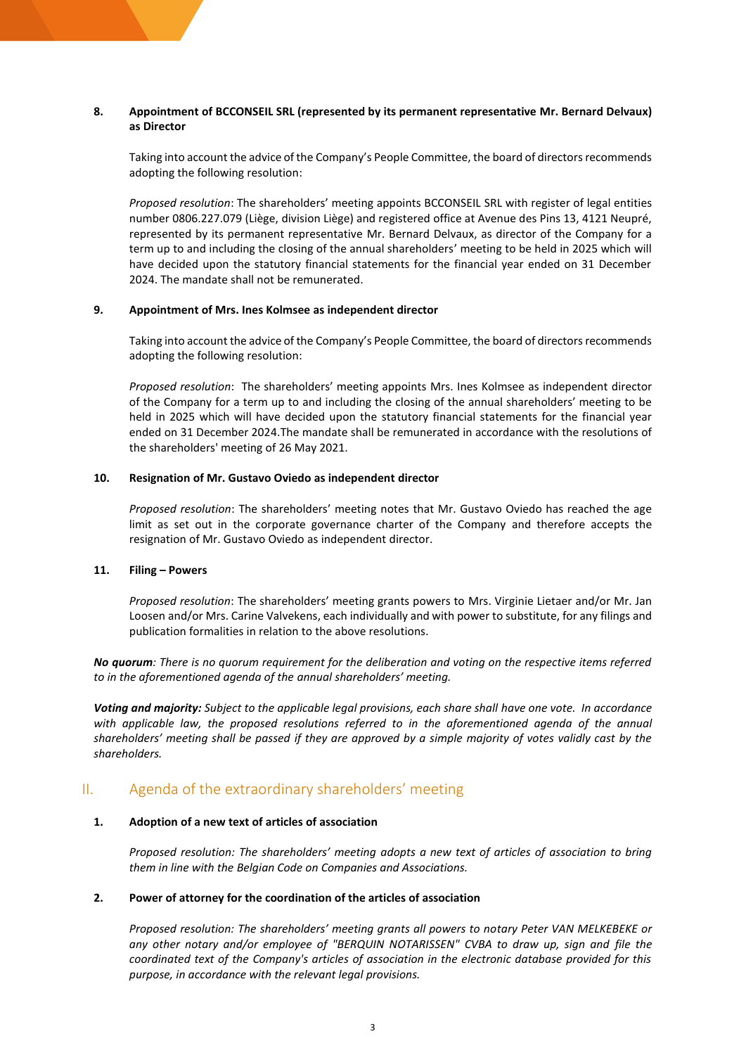**8. Appointment of BCCONSEIL SRL (represented by its permanent representative Mr. Bernard Delvaux) as Director**

Taking into account the advice of the Company's People Committee, the board of directors recommends adopting the following resolution:

*Proposed resolution*: The shareholders' meeting appoints BCCONSEIL SRL with register of legal entities number 0806.227.079 (Liège, division Liège) and registered office at Avenue des Pins 13, 4121 Neupré, represented by its permanent representative Mr. Bernard Delvaux, as director of the Company for a term up to and including the closing of the annual shareholders' meeting to be held in 2025 which will have decided upon the statutory financial statements for the financial year ended on 31 December 2024. The mandate shall not be remunerated.

**9. Appointment of Mrs. Ines Kolmsee as independent director**

Taking into account the advice of the Company's People Committee, the board of directors recommends adopting the following resolution:

*Proposed resolution*: The shareholders' meeting appoints Mrs. Ines Kolmsee as independent director of the Company for a term up to and including the closing of the annual shareholders' meeting to be held in 2025 which will have decided upon the statutory financial statements for the financial year ended on 31 December 2024.The mandate shall be remunerated in accordance with the resolutions of the shareholders' meeting of 26 May 2021.

**10. Resignation of Mr. Gustavo Oviedo as independent director**

*Proposed resolution*: The shareholders' meeting notes that Mr. Gustavo Oviedo has reached the age limit as set out in the corporate governance charter of the Company and therefore accepts the resignation of Mr. Gustavo Oviedo as independent director.

**11. Filing – Powers**

*Proposed resolution*: The shareholders' meeting grants powers to Mrs. Virginie Lietaer and/or Mr. Jan Loosen and/or Mrs. Carine Valvekens, each individually and with power to substitute, for any filings and publication formalities in relation to the above resolutions.

***No quorum****: There is no quorum requirement for the deliberation and voting on the respective items referred to in the aforementioned agenda of the annual shareholders' meeting.*

***Voting and majority:*** *Subject to the applicable legal provisions, each share shall have one vote. In accordance with applicable law, the proposed resolutions referred to in the aforementioned agenda of the annual shareholders' meeting shall be passed if they are approved by a simple majority of votes validly cast by the shareholders.*

## II. Agenda of the extraordinary shareholders' meeting

**1. Adoption of a new text of articles of association**

*Proposed resolution: The shareholders' meeting adopts a new text of articles of association to bring them in line with the Belgian Code on Companies and Associations.*

**2. Power of attorney for the coordination of the articles of association**

*Proposed resolution: The shareholders' meeting grants all powers to notary Peter VAN MELKEBEKE or any other notary and/or employee of "BERQUIN NOTARISSEN" CVBA to draw up, sign and file the coordinated text of the Company's articles of association in the electronic database provided for this purpose, in accordance with the relevant legal provisions.*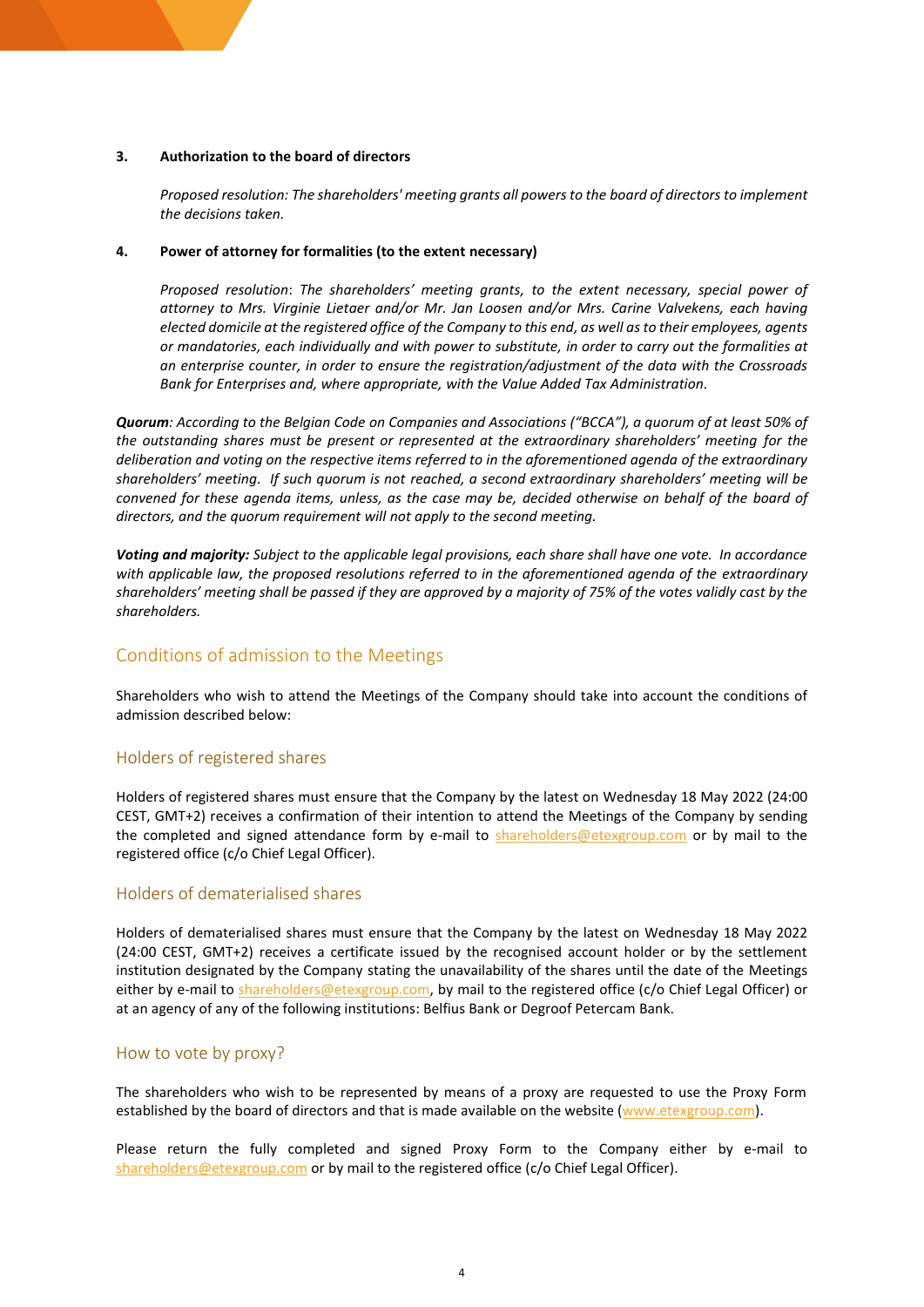**3. Authorization to the board of directors**

*Proposed resolution: The shareholders' meeting grants all powers to the board of directors to implement the decisions taken.*

**4. Power of attorney for formalities (to the extent necessary)**

*Proposed resolution*: *The shareholders' meeting grants, to the extent necessary, special power of attorney to Mrs. Virginie Lietaer and/or Mr. Jan Loosen and/or Mrs. Carine Valvekens, each having elected domicile at the registered office of the Company to this end, as well as to their employees, agents or mandatories, each individually and with power to substitute, in order to carry out the formalities at an enterprise counter, in order to ensure the registration/adjustment of the data with the Crossroads Bank for Enterprises and, where appropriate, with the Value Added Tax Administration.*

***Quorum****: According to the Belgian Code on Companies and Associations ("BCCA"), a quorum of at least 50% of the outstanding shares must be present or represented at the extraordinary shareholders' meeting for the deliberation and voting on the respective items referred to in the aforementioned agenda of the extraordinary shareholders' meeting. If such quorum is not reached, a second extraordinary shareholders' meeting will be convened for these agenda items, unless, as the case may be, decided otherwise on behalf of the board of directors, and the quorum requirement will not apply to the second meeting.*

***Voting and majority:*** *Subject to the applicable legal provisions, each share shall have one vote. In accordance with applicable law, the proposed resolutions referred to in the aforementioned agenda of the extraordinary shareholders' meeting shall be passed if they are approved by a majority of 75% of the votes validly cast by the shareholders.*

## Conditions of admission to the Meetings

Shareholders who wish to attend the Meetings of the Company should take into account the conditions of admission described below:

### Holders of registered shares

Holders of registered shares must ensure that the Company by the latest on Wednesday 18 May 2022 (24:00 CEST, GMT+2) receives a confirmation of their intention to attend the Meetings of the Company by sending the completed and signed attendance form by e-mail to shareholders@etexgroup.com or by mail to the registered office (c/o Chief Legal Officer).

### Holders of dematerialised shares

Holders of dematerialised shares must ensure that the Company by the latest on Wednesday 18 May 2022 (24:00 CEST, GMT+2) receives a certificate issued by the recognised account holder or by the settlement institution designated by the Company stating the unavailability of the shares until the date of the Meetings either by e-mail to shareholders@etexgroup.com, by mail to the registered office (c/o Chief Legal Officer) or at an agency of any of the following institutions: Belfius Bank or Degroof Petercam Bank.

### How to vote by proxy?

The shareholders who wish to be represented by means of a proxy are requested to use the Proxy Form established by the board of directors and that is made available on the website (www.etexgroup.com).

Please return the fully completed and signed Proxy Form to the Company either by e-mail to shareholders@etexgroup.com or by mail to the registered office (c/o Chief Legal Officer).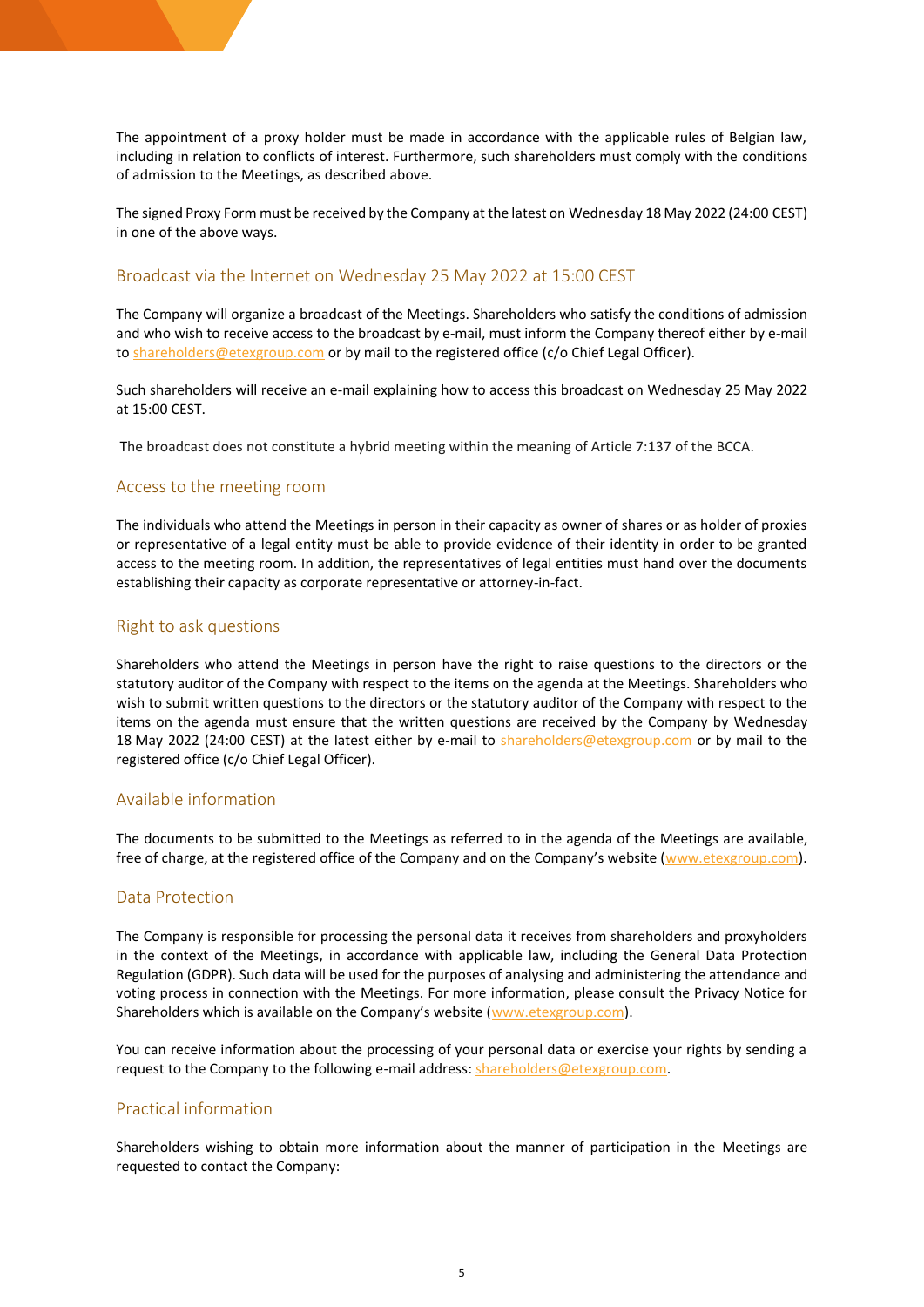The appointment of a proxy holder must be made in accordance with the applicable rules of Belgian law, including in relation to conflicts of interest. Furthermore, such shareholders must comply with the conditions of admission to the Meetings, as described above.

The signed Proxy Form must be received by the Company at the latest on Wednesday 18 May 2022 (24:00 CEST) in one of the above ways.

## Broadcast via the Internet on Wednesday 25 May 2022 at 15:00 CEST

The Company will organize a broadcast of the Meetings. Shareholders who satisfy the conditions of admission and who wish to receive access to the broadcast by e-mail, must inform the Company thereof either by e-mail to shareholders@etexgroup.com or by mail to the registered office (c/o Chief Legal Officer).

Such shareholders will receive an e-mail explaining how to access this broadcast on Wednesday 25 May 2022 at 15:00 CEST.

The broadcast does not constitute a hybrid meeting within the meaning of Article 7:137 of the BCCA.

## Access to the meeting room

The individuals who attend the Meetings in person in their capacity as owner of shares or as holder of proxies or representative of a legal entity must be able to provide evidence of their identity in order to be granted access to the meeting room. In addition, the representatives of legal entities must hand over the documents establishing their capacity as corporate representative or attorney-in-fact.

## Right to ask questions

Shareholders who attend the Meetings in person have the right to raise questions to the directors or the statutory auditor of the Company with respect to the items on the agenda at the Meetings. Shareholders who wish to submit written questions to the directors or the statutory auditor of the Company with respect to the items on the agenda must ensure that the written questions are received by the Company by Wednesday 18 May 2022 (24:00 CEST) at the latest either by e-mail to shareholders@etexgroup.com or by mail to the registered office (c/o Chief Legal Officer).

## Available information

The documents to be submitted to the Meetings as referred to in the agenda of the Meetings are available, free of charge, at the registered office of the Company and on the Company's website (www.etexgroup.com).

## Data Protection

The Company is responsible for processing the personal data it receives from shareholders and proxyholders in the context of the Meetings, in accordance with applicable law, including the General Data Protection Regulation (GDPR). Such data will be used for the purposes of analysing and administering the attendance and voting process in connection with the Meetings. For more information, please consult the Privacy Notice for Shareholders which is available on the Company's website (www.etexgroup.com).

You can receive information about the processing of your personal data or exercise your rights by sending a request to the Company to the following e-mail address: shareholders@etexgroup.com.

## Practical information

Shareholders wishing to obtain more information about the manner of participation in the Meetings are requested to contact the Company: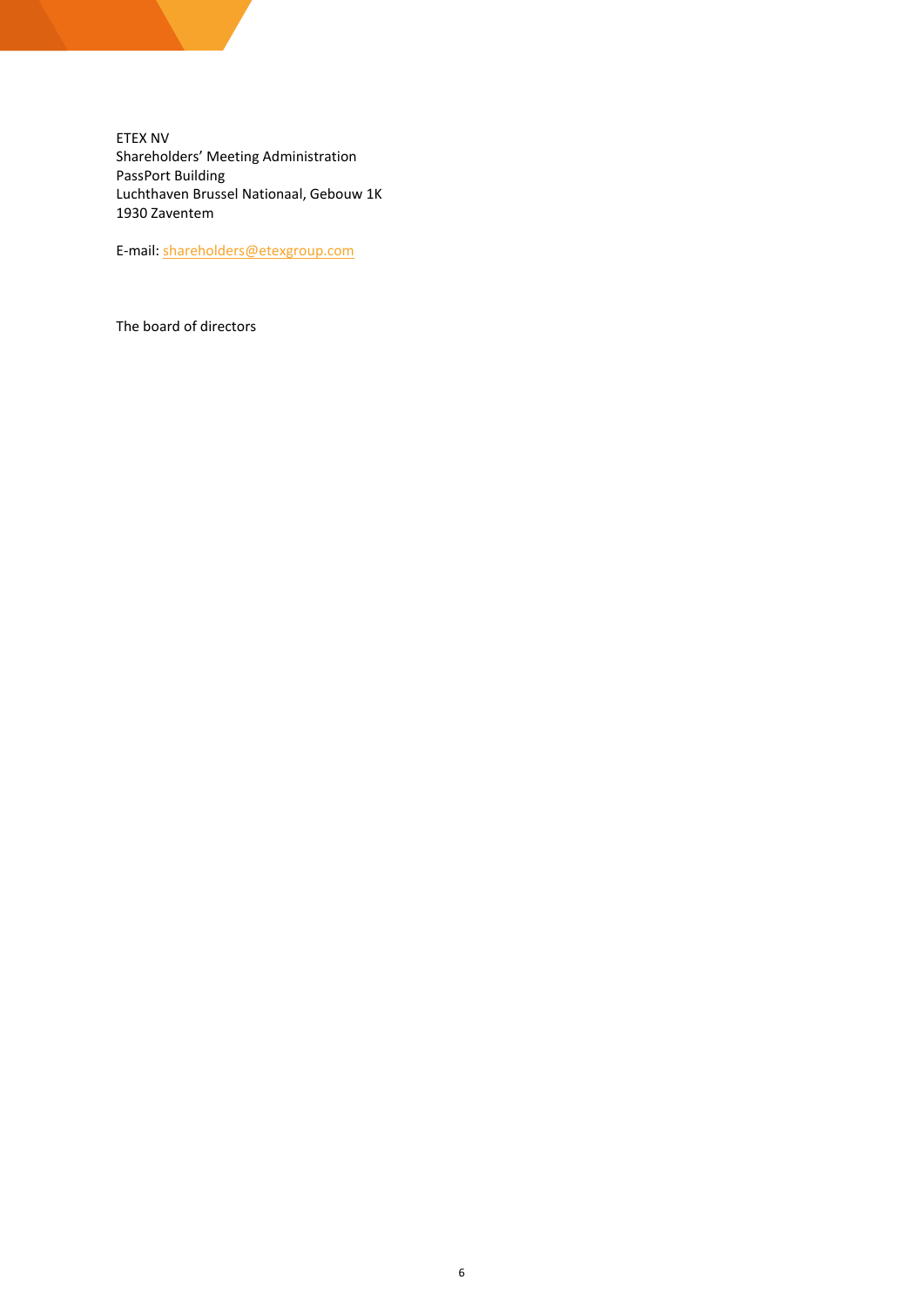ETEX NV
Shareholders' Meeting Administration
PassPort Building
Luchthaven Brussel Nationaal, Gebouw 1K
1930 Zaventem

E-mail: shareholders@etexgroup.com

The board of directors